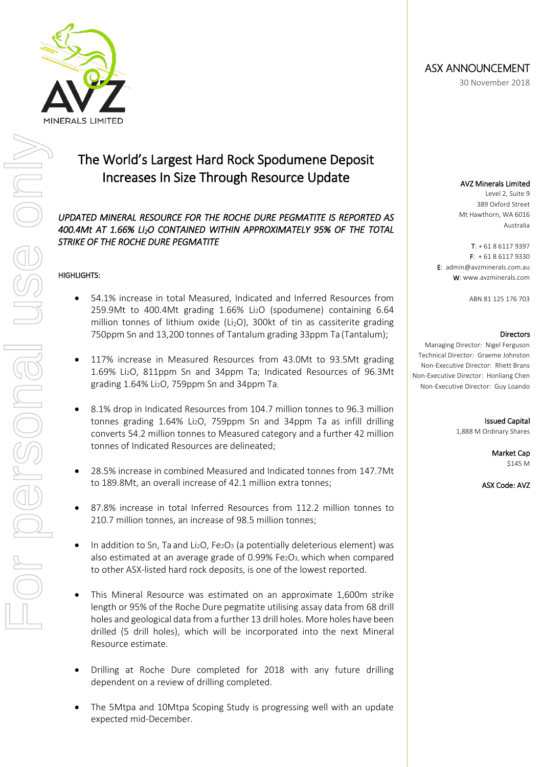ASX ANNOUNCEMENT

30 November 2018

# The World's Largest Hard Rock Spodumene Deposit Increases In Size Through Resource Update

*UPDATED MINERAL RESOURCE FOR THE ROCHE DURE PEGMATITE IS REPORTED AS 400.4Mt AT 1.66% $LI_2O$ CONTAINED WITHIN APPROXIMATELY 95% OF THE TOTAL STRIKE OF THE ROCHE DURE PEGMATITE*

HIGHLIGHTS:

- 54.1% increase in total Measured, Indicated and Inferred Resources from 259.9Mt to 400.4Mt grading 1.66% $Li_2O$ (spodumene) containing 6.64 million tonnes of lithium oxide ($Li_2O$), 300kt of tin as cassiterite grading 750ppm Sn and 13,200 tonnes of Tantalum grading 33ppm Ta (Tantalum);
- 117% increase in Measured Resources from 43.0Mt to 93.5Mt grading 1.69% $Li_2O$, 811ppm Sn and 34ppm Ta; Indicated Resources of 96.3Mt grading 1.64% $Li_2O$, 759ppm Sn and 34ppm Ta;
- 8.1% drop in Indicated Resources from 104.7 million tonnes to 96.3 million tonnes grading 1.64% $Li_2O$, 759ppm Sn and 34ppm Ta as infill drilling converts 54.2 million tonnes to Measured category and a further 42 million tonnes of Indicated Resources are delineated;
- 28.5% increase in combined Measured and Indicated tonnes from 147.7Mt to 189.8Mt, an overall increase of 42.1 million extra tonnes;
- 87.8% increase in total Inferred Resources from 112.2 million tonnes to 210.7 million tonnes, an increase of 98.5 million tonnes;
- In addition to Sn, Ta and $Li_2O$, $Fe_2O_3$ (a potentially deleterious element) was also estimated at an average grade of 0.99% $Fe_2O_3$, which when compared to other ASX-listed hard rock deposits, is one of the lowest reported.
- This Mineral Resource was estimated on an approximate 1,600m strike length or 95% of the Roche Dure pegmatite utilising assay data from 68 drill holes and geological data from a further 13 drill holes. More holes have been drilled (5 drill holes), which will be incorporated into the next Mineral Resource estimate.
- Drilling at Roche Dure completed for 2018 with any future drilling dependent on a review of drilling completed.
- The 5Mtpa and 10Mtpa Scoping Study is progressing well with an update expected mid-December.

**AVZ Minerals Limited**
Level 2, Suite 9
389 Oxford Street
Mt Hawthorn, WA 6016
Australia

T: + 61 8 6117 9397
F: + 61 8 6117 9330
E: admin@avzminerals.com.au
W: www.avzminerals.com.au

ABN 81 125 176 703

**Directors**
Managing Director: Nigel Ferguson
Technical Director: Graeme Johnston
Non-Executive Director: Rhett Brans
Non-Executive Director: Honliang Chen
Non-Executive Director: Guy Loando

**Issued Capital**
1,888 M Ordinary Shares

**Market Cap**
$145 M

**ASX Code: AVZ**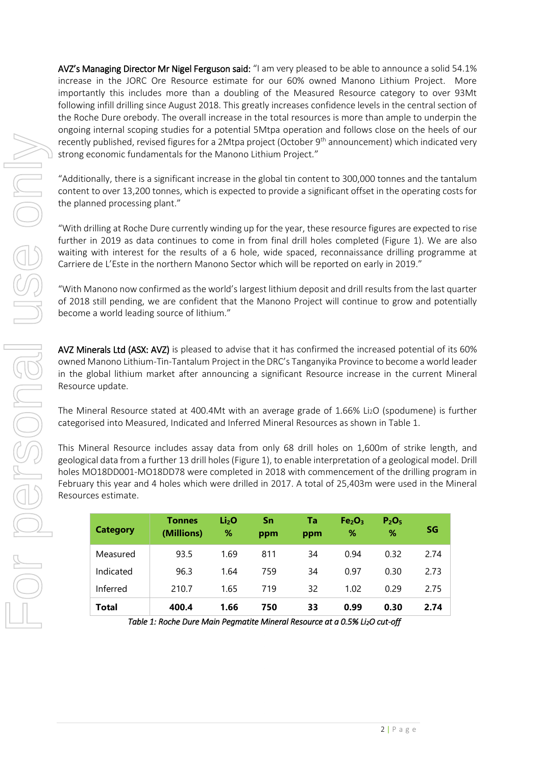**AVZ's Managing Director Mr Nigel Ferguson said:** "I am very pleased to be able to announce a solid 54.1% increase in the JORC Ore Resource estimate for our 60% owned Manono Lithium Project. More importantly this includes more than a doubling of the Measured Resource category to over 93Mt following infill drilling since August 2018. This greatly increases confidence levels in the central section of the Roche Dure orebody. The overall increase in the total resources is more than ample to underpin the ongoing internal scoping studies for a potential 5Mtpa operation and follows close on the heels of our recently published, revised figures for a 2Mtpa project (October 9th announcement) which indicated very strong economic fundamentals for the Manono Lithium Project."

"Additionally, there is a significant increase in the global tin content to 300,000 tonnes and the tantalum content to over 13,200 tonnes, which is expected to provide a significant offset in the operating costs for the planned processing plant."

"With drilling at Roche Dure currently winding up for the year, these resource figures are expected to rise further in 2019 as data continues to come in from final drill holes completed (Figure 1). We are also waiting with interest for the results of a 6 hole, wide spaced, reconnaissance drilling programme at Carriere de L'Este in the northern Manono Sector which will be reported on early in 2019."

"With Manono now confirmed as the world's largest lithium deposit and drill results from the last quarter of 2018 still pending, we are confident that the Manono Project will continue to grow and potentially become a world leading source of lithium."

**AVZ Minerals Ltd (ASX: AVZ)** is pleased to advise that it has confirmed the increased potential of its 60% owned Manono Lithium-Tin-Tantalum Project in the DRC's Tanganyika Province to become a world leader in the global lithium market after announcing a significant Resource increase in the current Mineral Resource update.

The Mineral Resource stated at 400.4Mt with an average grade of 1.66% $Li_2O$ (spodumene) is further categorised into Measured, Indicated and Inferred Mineral Resources as shown in Table 1.

This Mineral Resource includes assay data from only 68 drill holes on 1,600m of strike length, and geological data from a further 13 drill holes (Figure 1), to enable interpretation of a geological model. Drill holes MO18DD001-MO18DD78 were completed in 2018 with commencement of the drilling program in February this year and 4 holes which were drilled in 2017. A total of 25,403m were used in the Mineral Resources estimate.

| Category | Tonnes (Millions) | $Li_2O$ % | Sn ppm | Ta ppm | $Fe_2O_3$ % | $P_2O_5$ % | SG |
|---|---|---|---|---|---|---|---|
| Measured | 93.5 | 1.69 | 811 | 34 | 0.94 | 0.32 | 2.74 |
| Indicated | 96.3 | 1.64 | 759 | 34 | 0.97 | 0.30 | 2.73 |
| Inferred | 210.7 | 1.65 | 719 | 32 | 1.02 | 0.29 | 2.75 |
| **Total** | **400.4** | **1.66** | **750** | **33** | **0.99** | **0.30** | **2.74** |

*Table 1: Roche Dure Main Pegmatite Mineral Resource at a 0.5% $Li_2O$ cut-off*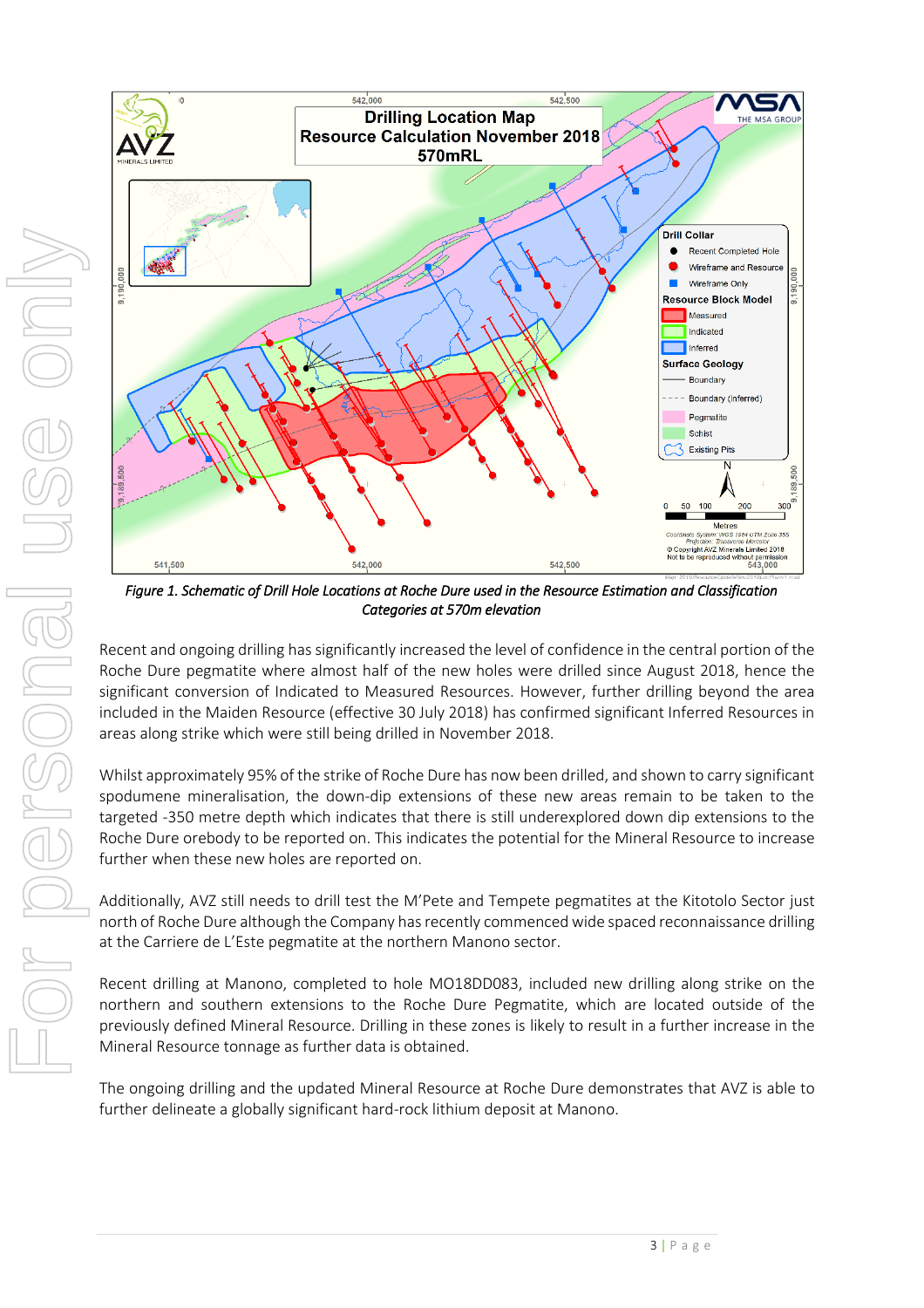*Figure 1. Schematic of Drill Hole Locations at Roche Dure used in the Resource Estimation and Classification Categories at 570m elevation*

Recent and ongoing drilling has significantly increased the level of confidence in the central portion of the Roche Dure pegmatite where almost half of the new holes were drilled since August 2018, hence the significant conversion of Indicated to Measured Resources. However, further drilling beyond the area included in the Maiden Resource (effective 30 July 2018) has confirmed significant Inferred Resources in areas along strike which were still being drilled in November 2018.

Whilst approximately 95% of the strike of Roche Dure has now been drilled, and shown to carry significant spodumene mineralisation, the down-dip extensions of these new areas remain to be taken to the targeted -350 metre depth which indicates that there is still underexplored down dip extensions to the Roche Dure orebody to be reported on. This indicates the potential for the Mineral Resource to increase further when these new holes are reported on.

Additionally, AVZ still needs to drill test the M'Pete and Tempete pegmatites at the Kitotolo Sector just north of Roche Dure although the Company has recently commenced wide spaced reconnaissance drilling at the Carriere de L'Este pegmatite at the northern Manono sector.

Recent drilling at Manono, completed to hole MO18DD083, included new drilling along strike on the northern and southern extensions to the Roche Dure Pegmatite, which are located outside of the previously defined Mineral Resource. Drilling in these zones is likely to result in a further increase in the Mineral Resource tonnage as further data is obtained.

The ongoing drilling and the updated Mineral Resource at Roche Dure demonstrates that AVZ is able to further delineate a globally significant hard-rock lithium deposit at Manono.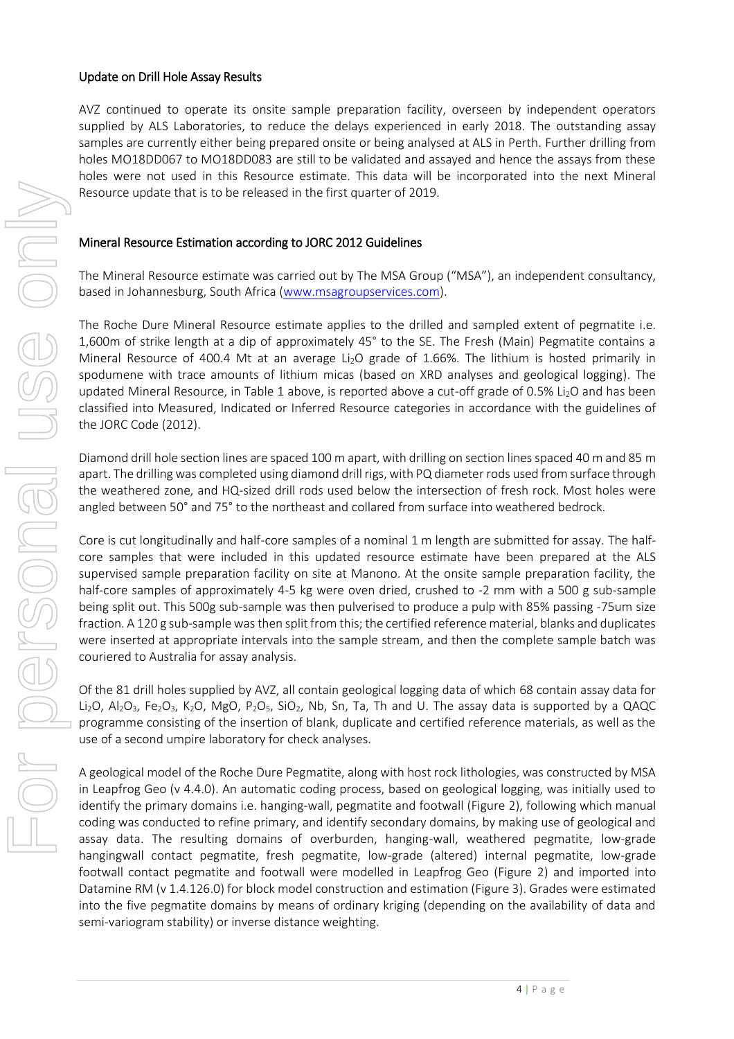## Update on Drill Hole Assay Results

AVZ continued to operate its onsite sample preparation facility, overseen by independent operators supplied by ALS Laboratories, to reduce the delays experienced in early 2018. The outstanding assay samples are currently either being prepared onsite or being analysed at ALS in Perth. Further drilling from holes MO18DD067 to MO18DD083 are still to be validated and assayed and hence the assays from these holes were not used in this Resource estimate. This data will be incorporated into the next Mineral Resource update that is to be released in the first quarter of 2019.

## Mineral Resource Estimation according to JORC 2012 Guidelines

The Mineral Resource estimate was carried out by The MSA Group ("MSA"), an independent consultancy, based in Johannesburg, South Africa (www.msagroupservices.com).

The Roche Dure Mineral Resource estimate applies to the drilled and sampled extent of pegmatite i.e. 1,600m of strike length at a dip of approximately 45° to the SE. The Fresh (Main) Pegmatite contains a Mineral Resource of 400.4 Mt at an average $Li_2O$ grade of 1.66%. The lithium is hosted primarily in spodumene with trace amounts of lithium micas (based on XRD analyses and geological logging). The updated Mineral Resource, in Table 1 above, is reported above a cut-off grade of 0.5% $Li_2O$ and has been classified into Measured, Indicated or Inferred Resource categories in accordance with the guidelines of the JORC Code (2012).

Diamond drill hole section lines are spaced 100 m apart, with drilling on section lines spaced 40 m and 85 m apart. The drilling was completed using diamond drill rigs, with PQ diameter rods used from surface through the weathered zone, and HQ-sized drill rods used below the intersection of fresh rock. Most holes were angled between 50° and 75° to the northeast and collared from surface into weathered bedrock.

Core is cut longitudinally and half-core samples of a nominal 1 m length are submitted for assay. The half-core samples that were included in this updated resource estimate have been prepared at the ALS supervised sample preparation facility on site at Manono. At the onsite sample preparation facility, the half-core samples of approximately 4-5 kg were oven dried, crushed to -2 mm with a 500 g sub-sample being split out. This 500g sub-sample was then pulverised to produce a pulp with 85% passing -75um size fraction. A 120 g sub-sample was then split from this; the certified reference material, blanks and duplicates were inserted at appropriate intervals into the sample stream, and then the complete sample batch was couriered to Australia for assay analysis.

Of the 81 drill holes supplied by AVZ, all contain geological logging data of which 68 contain assay data for $Li_2O$, $Al_2O_3$, $Fe_2O_3$, $K_2O$, MgO, $P_2O_5$, $SiO_2$, Nb, Sn, Ta, Th and U. The assay data is supported by a QAQC programme consisting of the insertion of blank, duplicate and certified reference materials, as well as the use of a second umpire laboratory for check analyses.

A geological model of the Roche Dure Pegmatite, along with host rock lithologies, was constructed by MSA in Leapfrog Geo (v 4.4.0). An automatic coding process, based on geological logging, was initially used to identify the primary domains i.e. hanging-wall, pegmatite and footwall (Figure 2), following which manual coding was conducted to refine primary, and identify secondary domains, by making use of geological and assay data. The resulting domains of overburden, hanging-wall, weathered pegmatite, low-grade hangingwall contact pegmatite, fresh pegmatite, low-grade (altered) internal pegmatite, low-grade footwall contact pegmatite and footwall were modelled in Leapfrog Geo (Figure 2) and imported into Datamine RM (v 1.4.126.0) for block model construction and estimation (Figure 3). Grades were estimated into the five pegmatite domains by means of ordinary kriging (depending on the availability of data and semi-variogram stability) or inverse distance weighting.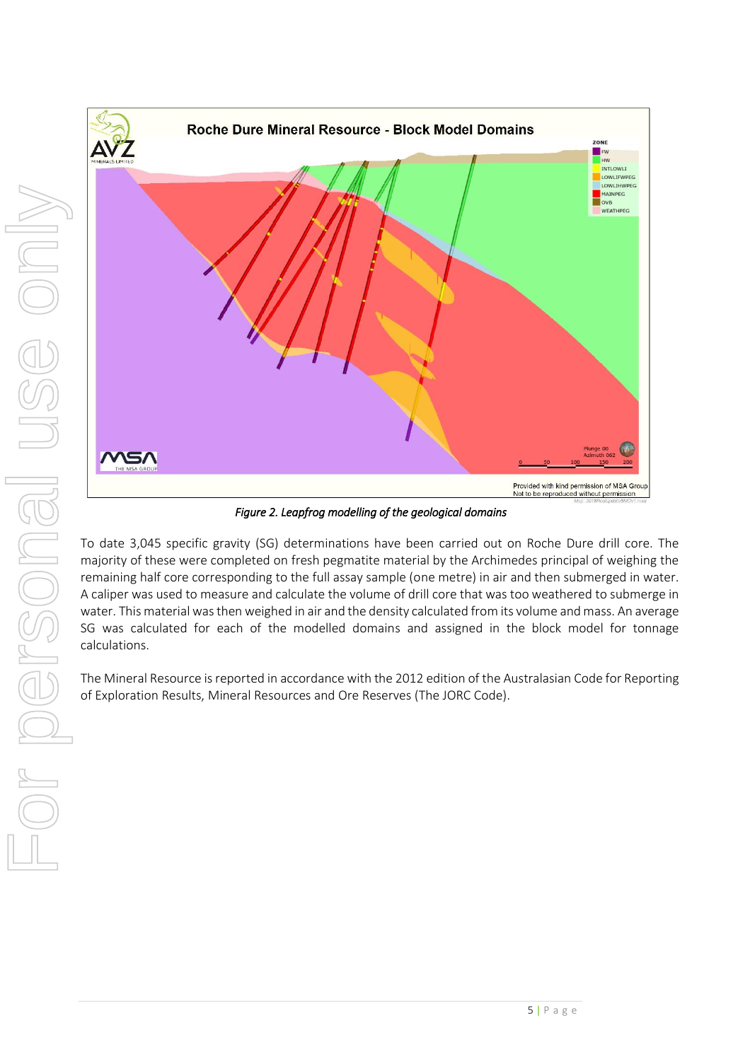*Figure 2. Leapfrog modelling of the geological domains*

To date 3,045 specific gravity (SG) determinations have been carried out on Roche Dure drill core. The majority of these were completed on fresh pegmatite material by the Archimedes principal of weighing the remaining half core corresponding to the full assay sample (one metre) in air and then submerged in water. A caliper was used to measure and calculate the volume of drill core that was too weathered to submerge in water. This material was then weighed in air and the density calculated from its volume and mass. An average SG was calculated for each of the modelled domains and assigned in the block model for tonnage calculations.

The Mineral Resource is reported in accordance with the 2012 edition of the Australasian Code for Reporting of Exploration Results, Mineral Resources and Ore Reserves (The JORC Code).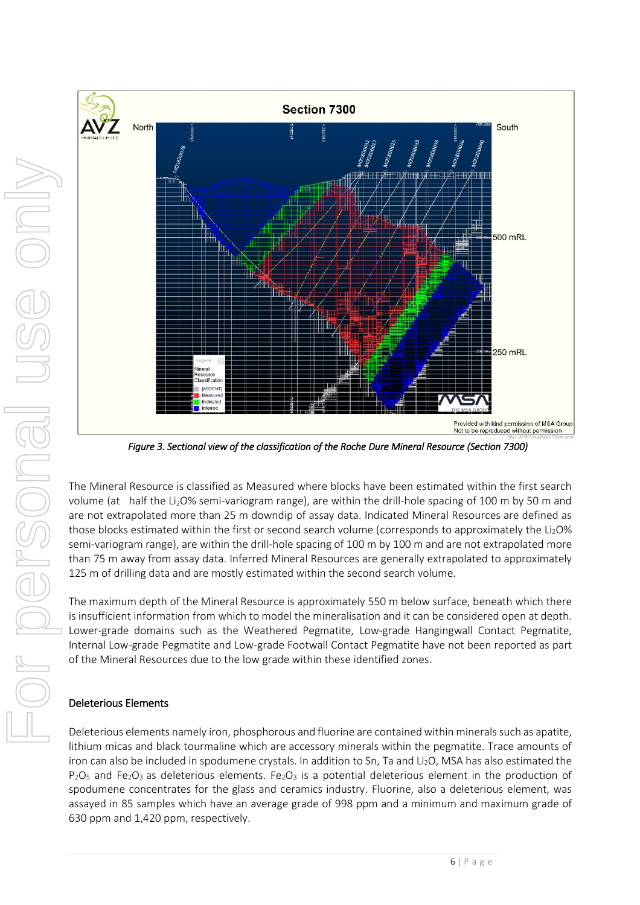*Figure 3. Sectional view of the classification of the Roche Dure Mineral Resource (Section 7300)*

The Mineral Resource is classified as Measured where blocks have been estimated within the first search volume (at half the $Li_2O$% semi-variogram range), are within the drill-hole spacing of 100 m by 50 m and are not extrapolated more than 25 m downdip of assay data. Indicated Mineral Resources are defined as those blocks estimated within the first or second search volume (corresponds to approximately the $Li_2O$% semi-variogram range), are within the drill-hole spacing of 100 m by 100 m and are not extrapolated more than 75 m away from assay data. Inferred Mineral Resources are generally extrapolated to approximately 125 m of drilling data and are mostly estimated within the second search volume.

The maximum depth of the Mineral Resource is approximately 550 m below surface, beneath which there is insufficient information from which to model the mineralisation and it can be considered open at depth. Lower-grade domains such as the Weathered Pegmatite, Low-grade Hangingwall Contact Pegmatite, Internal Low-grade Pegmatite and Low-grade Footwall Contact Pegmatite have not been reported as part of the Mineral Resources due to the low grade within these identified zones.

### Deleterious Elements

Deleterious elements namely iron, phosphorous and fluorine are contained within minerals such as apatite, lithium micas and black tourmaline which are accessory minerals within the pegmatite. Trace amounts of iron can also be included in spodumene crystals. In addition to Sn, Ta and $Li_2O$, MSA has also estimated the $P_2O_5$ and $Fe_2O_3$ as deleterious elements. $Fe_2O_3$ is a potential deleterious element in the production of spodumene concentrates for the glass and ceramics industry. Fluorine, also a deleterious element, was assayed in 85 samples which have an average grade of 998 ppm and a minimum and maximum grade of 630 ppm and 1,420 ppm, respectively.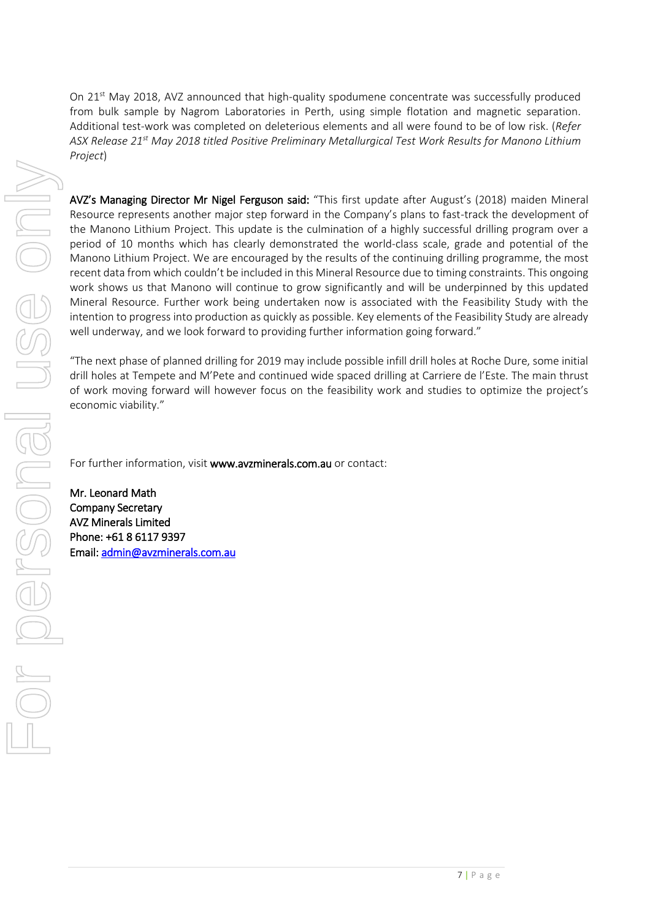On 21st May 2018, AVZ announced that high-quality spodumene concentrate was successfully produced from bulk sample by Nagrom Laboratories in Perth, using simple flotation and magnetic separation. Additional test-work was completed on deleterious elements and all were found to be of low risk. (*Refer ASX Release 21st May 2018 titled Positive Preliminary Metallurgical Test Work Results for Manono Lithium Project*)

**AVZ's Managing Director Mr Nigel Ferguson said:** "This first update after August's (2018) maiden Mineral Resource represents another major step forward in the Company's plans to fast-track the development of the Manono Lithium Project. This update is the culmination of a highly successful drilling program over a period of 10 months which has clearly demonstrated the world-class scale, grade and potential of the Manono Lithium Project. We are encouraged by the results of the continuing drilling programme, the most recent data from which couldn't be included in this Mineral Resource due to timing constraints. This ongoing work shows us that Manono will continue to grow significantly and will be underpinned by this updated Mineral Resource. Further work being undertaken now is associated with the Feasibility Study with the intention to progress into production as quickly as possible. Key elements of the Feasibility Study are already well underway, and we look forward to providing further information going forward."

"The next phase of planned drilling for 2019 may include possible infill drill holes at Roche Dure, some initial drill holes at Tempete and M'Pete and continued wide spaced drilling at Carriere de l'Este. The main thrust of work moving forward will however focus on the feasibility work and studies to optimize the project's economic viability."

For further information, visit **www.avzminerals.com.au** or contact:

**Mr. Leonard Math**
**Company Secretary**
**AVZ Minerals Limited**
**Phone: +61 8 6117 9397**
**Email: admin@avzminerals.com.au**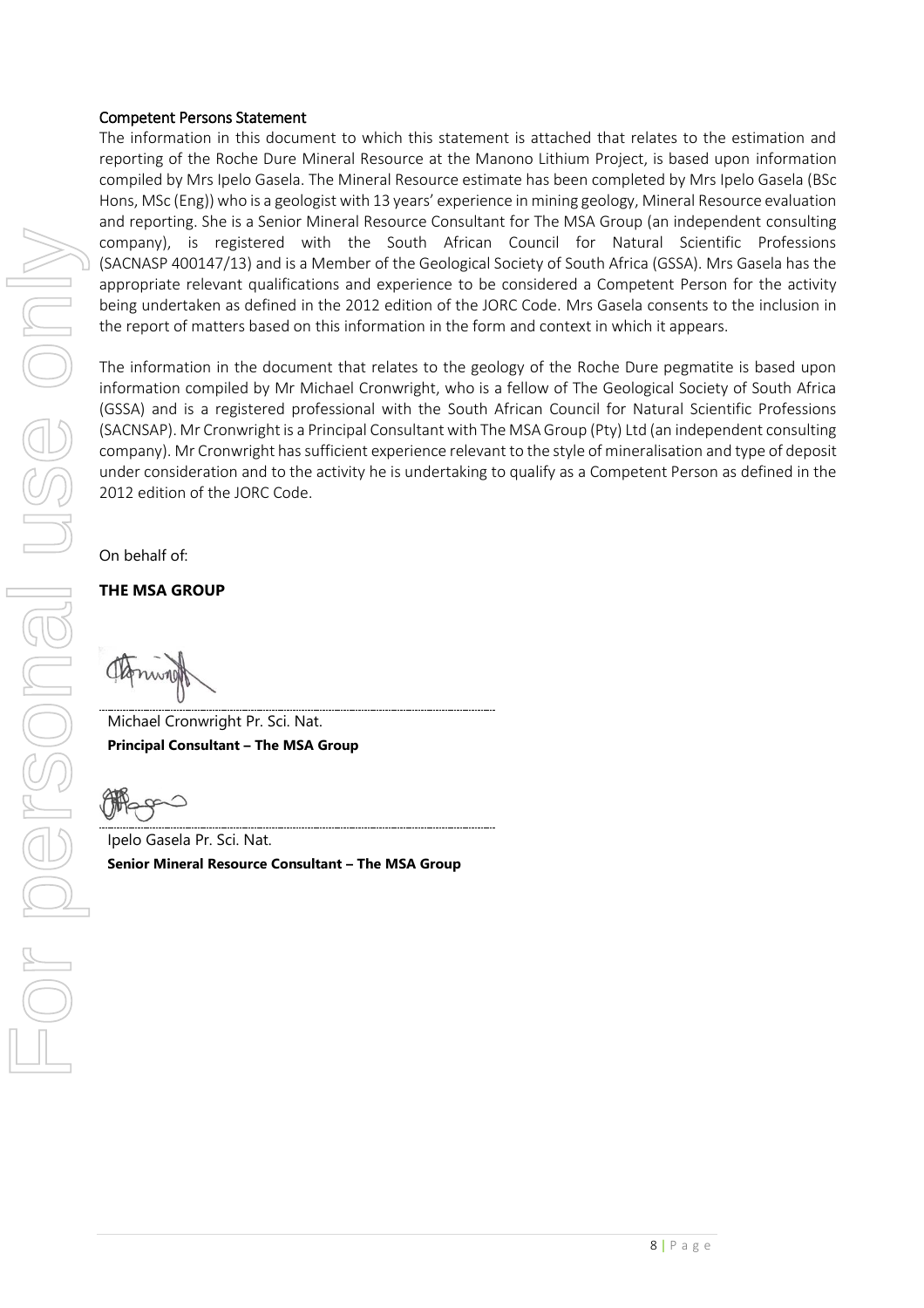## Competent Persons Statement

The information in this document to which this statement is attached that relates to the estimation and reporting of the Roche Dure Mineral Resource at the Manono Lithium Project, is based upon information compiled by Mrs Ipelo Gasela. The Mineral Resource estimate has been completed by Mrs Ipelo Gasela (BSc Hons, MSc (Eng)) who is a geologist with 13 years' experience in mining geology, Mineral Resource evaluation and reporting. She is a Senior Mineral Resource Consultant for The MSA Group (an independent consulting company), is registered with the South African Council for Natural Scientific Professions (SACNASP 400147/13) and is a Member of the Geological Society of South Africa (GSSA). Mrs Gasela has the appropriate relevant qualifications and experience to be considered a Competent Person for the activity being undertaken as defined in the 2012 edition of the JORC Code. Mrs Gasela consents to the inclusion in the report of matters based on this information in the form and context in which it appears.

The information in the document that relates to the geology of the Roche Dure pegmatite is based upon information compiled by Mr Michael Cronwright, who is a fellow of The Geological Society of South Africa (GSSA) and is a registered professional with the South African Council for Natural Scientific Professions (SACNSAP). Mr Cronwright is a Principal Consultant with The MSA Group (Pty) Ltd (an independent consulting company). Mr Cronwright has sufficient experience relevant to the style of mineralisation and type of deposit under consideration and to the activity he is undertaking to qualify as a Competent Person as defined in the 2012 edition of the JORC Code.

On behalf of:

**THE MSA GROUP**

Michael Cronwright Pr. Sci. Nat.
**Principal Consultant – The MSA Group**

Ipelo Gasela Pr. Sci. Nat.
**Senior Mineral Resource Consultant – The MSA Group**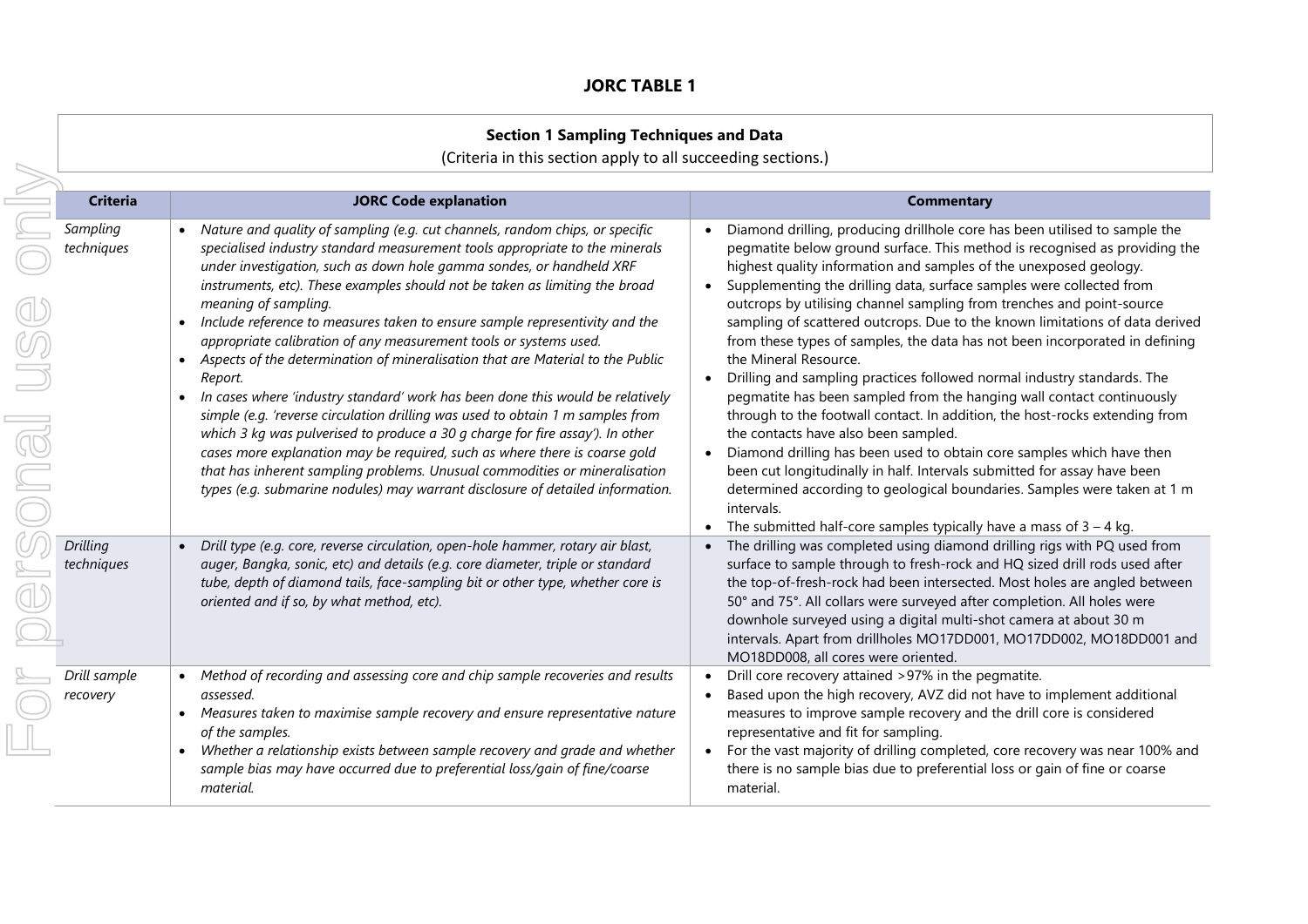## JORC TABLE 1

### Section 1 Sampling Techniques and Data

(Criteria in this section apply to all succeeding sections.)

| Criteria | JORC Code explanation | Commentary |
|---|---|---|
| *Sampling techniques* | • *Nature and quality of sampling (e.g. cut channels, random chips, or specific specialised industry standard measurement tools appropriate to the minerals under investigation, such as down hole gamma sondes, or handheld XRF instruments, etc). These examples should not be taken as limiting the broad meaning of sampling.*<br>• *Include reference to measures taken to ensure sample representivity and the appropriate calibration of any measurement tools or systems used.*<br>• *Aspects of the determination of mineralisation that are Material to the Public Report.*<br>• *In cases where 'industry standard' work has been done this would be relatively simple (e.g. 'reverse circulation drilling was used to obtain 1 m samples from which 3 kg was pulverised to produce a 30 g charge for fire assay'). In other cases more explanation may be required, such as where there is coarse gold that has inherent sampling problems. Unusual commodities or mineralisation types (e.g. submarine nodules) may warrant disclosure of detailed information.* | • Diamond drilling, producing drillhole core has been utilised to sample the pegmatite below ground surface. This method is recognised as providing the highest quality information and samples of the unexposed geology.<br>• Supplementing the drilling data, surface samples were collected from outcrops by utilising channel sampling from trenches and point-source sampling of scattered outcrops. Due to the known limitations of data derived from these types of samples, the data has not been incorporated in defining the Mineral Resource.<br>• Drilling and sampling practices followed normal industry standards. The pegmatite has been sampled from the hanging wall contact continuously through to the footwall contact. In addition, the host-rocks extending from the contacts have also been sampled.<br>• Diamond drilling has been used to obtain core samples which have then been cut longitudinally in half. Intervals submitted for assay have been determined according to geological boundaries. Samples were taken at 1 m intervals.<br>• The submitted half-core samples typically have a mass of 3 – 4 kg. |
| *Drilling techniques* | • *Drill type (e.g. core, reverse circulation, open-hole hammer, rotary air blast, auger, Bangka, sonic, etc) and details (e.g. core diameter, triple or standard tube, depth of diamond tails, face-sampling bit or other type, whether core is oriented and if so, by what method, etc).* | • The drilling was completed using diamond drilling rigs with PQ used from surface to sample through to fresh-rock and HQ sized drill rods used after the top-of-fresh-rock had been intersected. Most holes are angled between 50° and 75°. All collars were surveyed after completion. All holes were downhole surveyed using a digital multi-shot camera at about 30 m intervals. Apart from drillholes MO17DD001, MO17DD002, MO18DD001 and MO18DD008, all cores were oriented. |
| *Drill sample recovery* | • *Method of recording and assessing core and chip sample recoveries and results assessed.*<br>• *Measures taken to maximise sample recovery and ensure representative nature of the samples.*<br>• *Whether a relationship exists between sample recovery and grade and whether sample bias may have occurred due to preferential loss/gain of fine/coarse material.* | • Drill core recovery attained >97% in the pegmatite.<br>• Based upon the high recovery, AVZ did not have to implement additional measures to improve sample recovery and the drill core is considered representative and fit for sampling.<br>• For the vast majority of drilling completed, core recovery was near 100% and there is no sample bias due to preferential loss or gain of fine or coarse material. |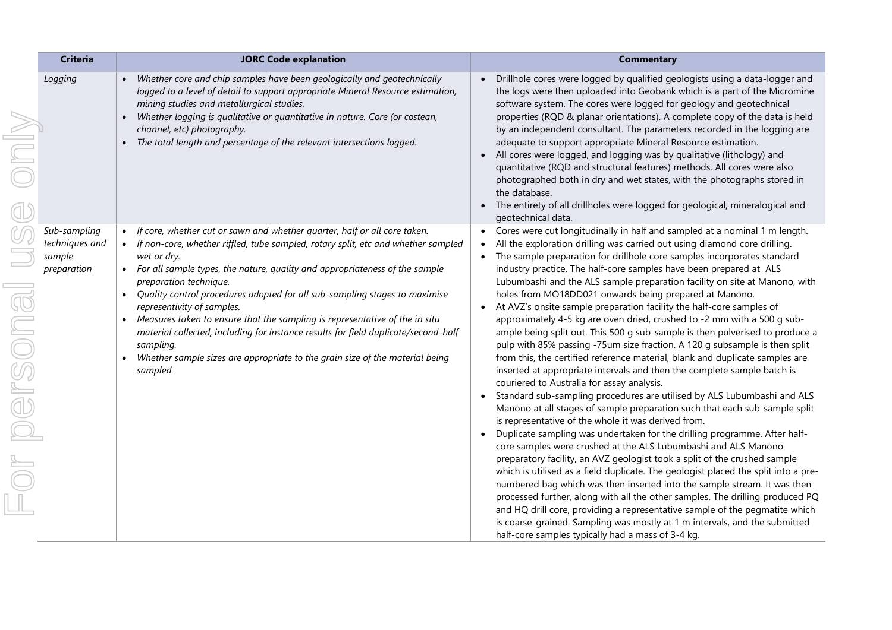| Criteria | JORC Code explanation | Commentary |
| --- | --- | --- |
| *Logging* | • *Whether core and chip samples have been geologically and geotechnically logged to a level of detail to support appropriate Mineral Resource estimation, mining studies and metallurgical studies.*<br>• *Whether logging is qualitative or quantitative in nature. Core (or costean, channel, etc) photography.*<br>• *The total length and percentage of the relevant intersections logged.* | • Drillhole cores were logged by qualified geologists using a data-logger and the logs were then uploaded into Geobank which is a part of the Micromine software system. The cores were logged for geology and geotechnical properties (RQD & planar orientations). A complete copy of the data is held by an independent consultant. The parameters recorded in the logging are adequate to support appropriate Mineral Resource estimation.<br>• All cores were logged, and logging was by qualitative (lithology) and quantitative (RQD and structural features) methods. All cores were also photographed both in dry and wet states, with the photographs stored in the database.<br>• The entirety of all drillholes were logged for geological, mineralogical and geotechnical data. |
| *Sub-sampling techniques and sample preparation* | • *If core, whether cut or sawn and whether quarter, half or all core taken.*<br>• *If non-core, whether riffled, tube sampled, rotary split, etc and whether sampled wet or dry.*<br>• *For all sample types, the nature, quality and appropriateness of the sample preparation technique.*<br>• *Quality control procedures adopted for all sub-sampling stages to maximise representivity of samples.*<br>• *Measures taken to ensure that the sampling is representative of the in situ material collected, including for instance results for field duplicate/second-half sampling.*<br>• *Whether sample sizes are appropriate to the grain size of the material being sampled.* | • Cores were cut longitudinally in half and sampled at a nominal 1 m length.<br>• All the exploration drilling was carried out using diamond core drilling.<br>• The sample preparation for drillhole core samples incorporates standard industry practice. The half-core samples have been prepared at ALS Lubumbashi and the ALS sample preparation facility on site at Manono, with holes from MO18DD021 onwards being prepared at Manono.<br>• At AVZ's onsite sample preparation facility the half-core samples of approximately 4-5 kg are oven dried, crushed to -2 mm with a 500 g sub-ample being split out. This 500 g sub-sample is then pulverised to produce a pulp with 85% passing -75um size fraction. A 120 g subsample is then split from this, the certified reference material, blank and duplicate samples are inserted at appropriate intervals and then the complete sample batch is couriered to Australia for assay analysis.<br>• Standard sub-sampling procedures are utilised by ALS Lubumbashi and ALS Manono at all stages of sample preparation such that each sub-sample split is representative of the whole it was derived from.<br>• Duplicate sampling was undertaken for the drilling programme. After half-core samples were crushed at the ALS Lubumbashi and ALS Manono preparatory facility, an AVZ geologist took a split of the crushed sample which is utilised as a field duplicate. The geologist placed the split into a pre-numbered bag which was then inserted into the sample stream. It was then processed further, along with all the other samples. The drilling produced PQ and HQ drill core, providing a representative sample of the pegmatite which is coarse-grained. Sampling was mostly at 1 m intervals, and the submitted half-core samples typically had a mass of 3-4 kg. |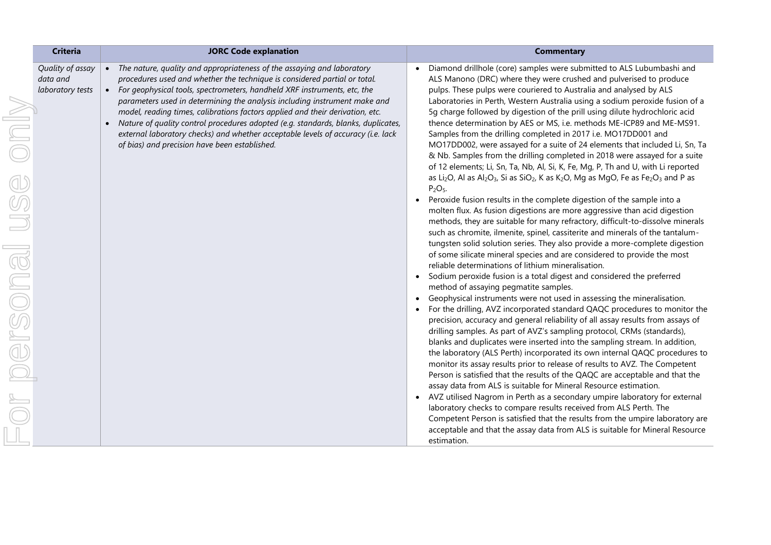| Criteria | JORC Code explanation | Commentary |
|---|---|---|
| *Quality of assay data and laboratory tests* | • *The nature, quality and appropriateness of the assaying and laboratory procedures used and whether the technique is considered partial or total.*<br>• *For geophysical tools, spectrometers, handheld XRF instruments, etc, the parameters used in determining the analysis including instrument make and model, reading times, calibrations factors applied and their derivation, etc.*<br>• *Nature of quality control procedures adopted (e.g. standards, blanks, duplicates, external laboratory checks) and whether acceptable levels of accuracy (i.e. lack of bias) and precision have been established.* | • Diamond drillhole (core) samples were submitted to ALS Lubumbashi and ALS Manono (DRC) where they were crushed and pulverised to produce pulps. These pulps were couriered to Australia and analysed by ALS Laboratories in Perth, Western Australia using a sodium peroxide fusion of a 5g charge followed by digestion of the prill using dilute hydrochloric acid thence determination by AES or MS, i.e. methods ME-ICP89 and ME-MS91. Samples from the drilling completed in 2017 i.e. MO17DD001 and MO17DD002, were assayed for a suite of 24 elements that included Li, Sn, Ta & Nb. Samples from the drilling completed in 2018 were assayed for a suite of 12 elements; Li, Sn, Ta, Nb, Al, Si, K, Fe, Mg, P, Th and U, with Li reported as $Li_2O$, Al as $Al_2O_3$, Si as $SiO_2$, K as $K_2O$, Mg as MgO, Fe as $Fe_2O_3$ and P as $P_2O_5$.<br>• Peroxide fusion results in the complete digestion of the sample into a molten flux. As fusion digestions are more aggressive than acid digestion methods, they are suitable for many refractory, difficult-to-dissolve minerals such as chromite, ilmenite, spinel, cassiterite and minerals of the tantalum-tungsten solid solution series. They also provide a more-complete digestion of some silicate mineral species and are considered to provide the most reliable determinations of lithium mineralisation.<br>• Sodium peroxide fusion is a total digest and considered the preferred method of assaying pegmatite samples.<br>• Geophysical instruments were not used in assessing the mineralisation.<br>• For the drilling, AVZ incorporated standard QAQC procedures to monitor the precision, accuracy and general reliability of all assay results from assays of drilling samples. As part of AVZ's sampling protocol, CRMs (standards), blanks and duplicates were inserted into the sampling stream. In addition, the laboratory (ALS Perth) incorporated its own internal QAQC procedures to monitor its assay results prior to release of results to AVZ. The Competent Person is satisfied that the results of the QAQC are acceptable and that the assay data from ALS is suitable for Mineral Resource estimation.<br>• AVZ utilised Nagrom in Perth as a secondary umpire laboratory for external laboratory checks to compare results received from ALS Perth. The Competent Person is satisfied that the results from the umpire laboratory are acceptable and that the assay data from ALS is suitable for Mineral Resource estimation. |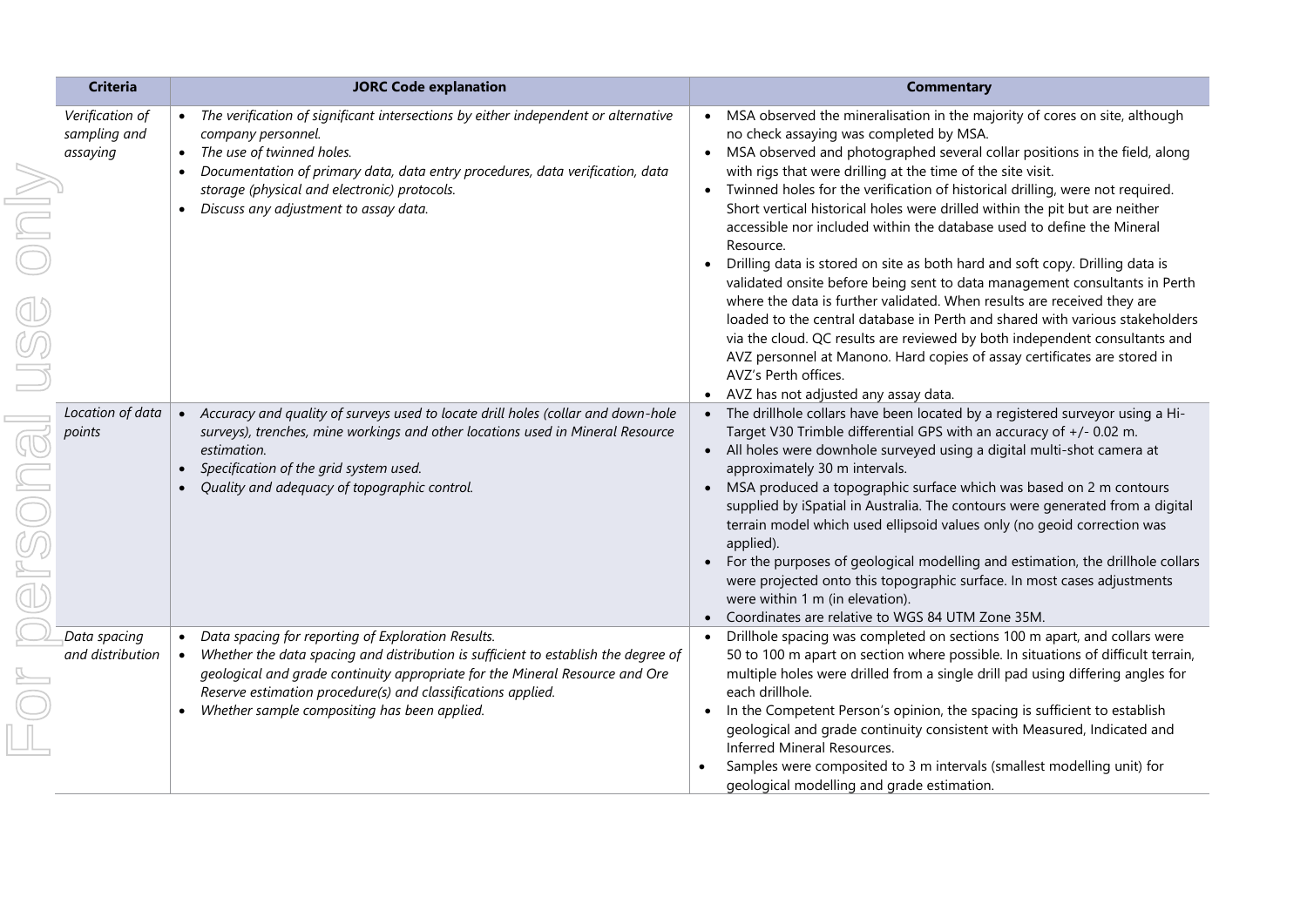| Criteria | JORC Code explanation | Commentary |
| --- | --- | --- |
| *Verification of sampling and assaying* | • *The verification of significant intersections by either independent or alternative company personnel.*<br>• *The use of twinned holes.*<br>• *Documentation of primary data, data entry procedures, data verification, data storage (physical and electronic) protocols.*<br>• *Discuss any adjustment to assay data.* | • MSA observed the mineralisation in the majority of cores on site, although no check assaying was completed by MSA.<br>• MSA observed and photographed several collar positions in the field, along with rigs that were drilling at the time of the site visit.<br>• Twinned holes for the verification of historical drilling, were not required. Short vertical historical holes were drilled within the pit but are neither accessible nor included within the database used to define the Mineral Resource.<br>• Drilling data is stored on site as both hard and soft copy. Drilling data is validated onsite before being sent to data management consultants in Perth where the data is further validated. When results are received they are loaded to the central database in Perth and shared with various stakeholders via the cloud. QC results are reviewed by both independent consultants and AVZ personnel at Manono. Hard copies of assay certificates are stored in AVZ's Perth offices.<br>• AVZ has not adjusted any assay data. |
| *Location of data points* | • *Accuracy and quality of surveys used to locate drill holes (collar and down-hole surveys), trenches, mine workings and other locations used in Mineral Resource estimation.*<br>• *Specification of the grid system used.*<br>• *Quality and adequacy of topographic control.* | • The drillhole collars have been located by a registered surveyor using a Hi-Target V30 Trimble differential GPS with an accuracy of +/- 0.02 m.<br>• All holes were downhole surveyed using a digital multi-shot camera at approximately 30 m intervals.<br>• MSA produced a topographic surface which was based on 2 m contours supplied by iSpatial in Australia. The contours were generated from a digital terrain model which used ellipsoid values only (no geoid correction was applied).<br>• For the purposes of geological modelling and estimation, the drillhole collars were projected onto this topographic surface. In most cases adjustments were within 1 m (in elevation).<br>• Coordinates are relative to WGS 84 UTM Zone 35M. |
| *Data spacing and distribution* | • *Data spacing for reporting of Exploration Results.*<br>• *Whether the data spacing and distribution is sufficient to establish the degree of geological and grade continuity appropriate for the Mineral Resource and Ore Reserve estimation procedure(s) and classifications applied.*<br>• *Whether sample compositing has been applied.* | • Drillhole spacing was completed on sections 100 m apart, and collars were 50 to 100 m apart on section where possible. In situations of difficult terrain, multiple holes were drilled from a single drill pad using differing angles for each drillhole.<br>• In the Competent Person's opinion, the spacing is sufficient to establish geological and grade continuity consistent with Measured, Indicated and Inferred Mineral Resources.<br>• Samples were composited to 3 m intervals (smallest modelling unit) for geological modelling and grade estimation. |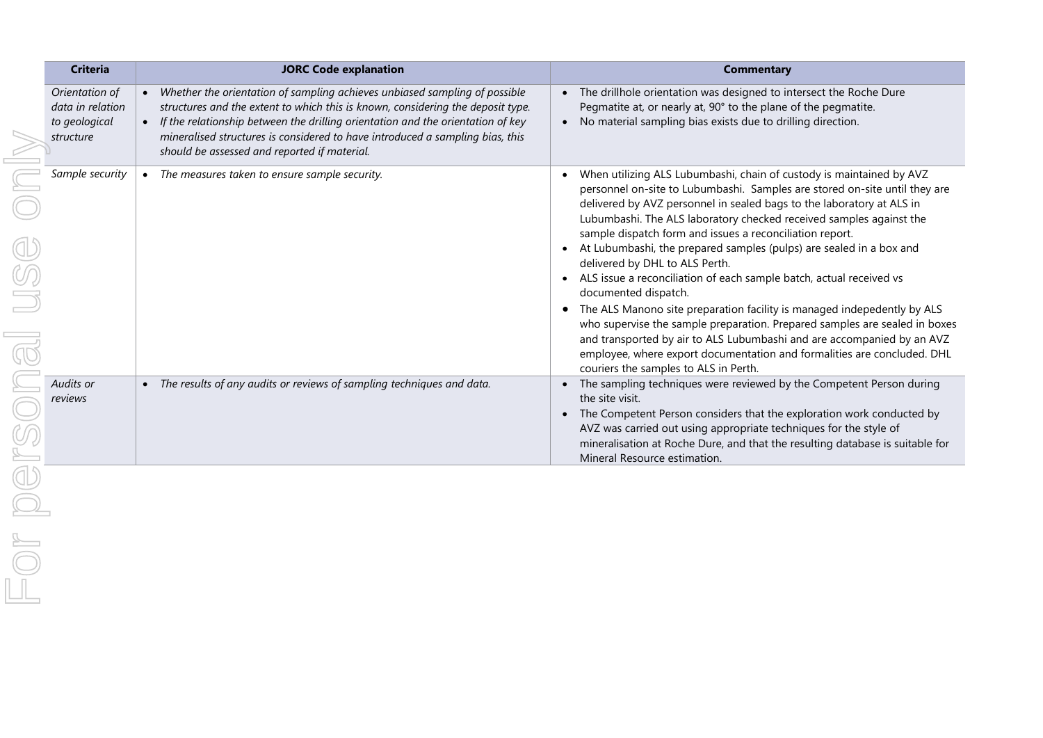| Criteria | JORC Code explanation | Commentary |
|---|---|---|
| *Orientation of data in relation to geological structure* | • *Whether the orientation of sampling achieves unbiased sampling of possible structures and the extent to which this is known, considering the deposit type.*<br>• *If the relationship between the drilling orientation and the orientation of key mineralised structures is considered to have introduced a sampling bias, this should be assessed and reported if material.* | • The drillhole orientation was designed to intersect the Roche Dure Pegmatite at, or nearly at, 90° to the plane of the pegmatite.<br>• No material sampling bias exists due to drilling direction. |
| *Sample security* | • *The measures taken to ensure sample security.* | • When utilizing ALS Lubumbashi, chain of custody is maintained by AVZ personnel on-site to Lubumbashi. Samples are stored on-site until they are delivered by AVZ personnel in sealed bags to the laboratory at ALS in Lubumbashi. The ALS laboratory checked received samples against the sample dispatch form and issues a reconciliation report.<br>• At Lubumbashi, the prepared samples (pulps) are sealed in a box and delivered by DHL to ALS Perth.<br>• ALS issue a reconciliation of each sample batch, actual received vs documented dispatch.<br>• The ALS Manono site preparation facility is managed indepedently by ALS who supervise the sample preparation. Prepared samples are sealed in boxes and transported by air to ALS Lubumbashi and are accompanied by an AVZ employee, where export documentation and formalities are concluded. DHL couriers the samples to ALS in Perth. |
| *Audits or reviews* | • *The results of any audits or reviews of sampling techniques and data.* | • The sampling techniques were reviewed by the Competent Person during the site visit.<br>• The Competent Person considers that the exploration work conducted by AVZ was carried out using appropriate techniques for the style of mineralisation at Roche Dure, and that the resulting database is suitable for Mineral Resource estimation. |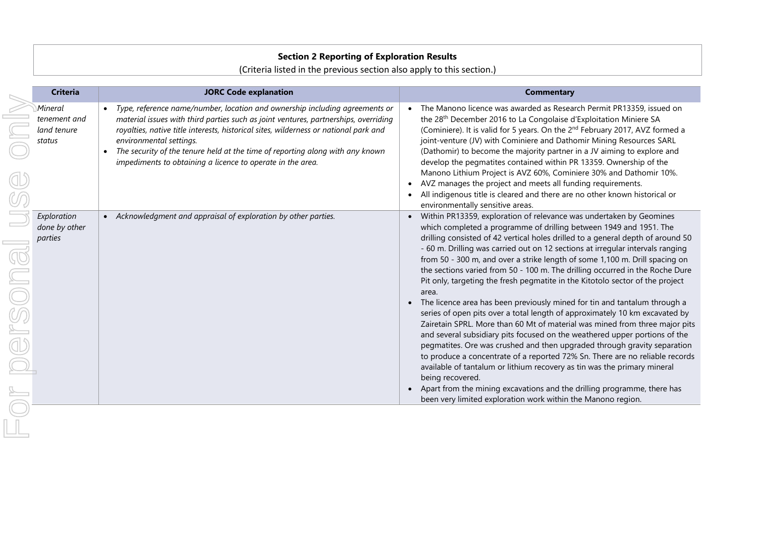## Section 2 Reporting of Exploration Results

(Criteria listed in the previous section also apply to this section.)

| Criteria | JORC Code explanation | Commentary |
|---|---|---|
| *Mineral tenement and land tenure status* | • *Type, reference name/number, location and ownership including agreements or material issues with third parties such as joint ventures, partnerships, overriding royalties, native title interests, historical sites, wilderness or national park and environmental settings.*<br>• *The security of the tenure held at the time of reporting along with any known impediments to obtaining a licence to operate in the area.* | • The Manono licence was awarded as Research Permit PR13359, issued on the 28th December 2016 to La Congolaise d'Exploitation Miniere SA (Cominiere). It is valid for 5 years. On the 2nd February 2017, AVZ formed a joint-venture (JV) with Cominiere and Dathomir Mining Resources SARL (Dathomir) to become the majority partner in a JV aiming to explore and develop the pegmatites contained within PR 13359. Ownership of the Manono Lithium Project is AVZ 60%, Cominiere 30% and Dathomir 10%.<br>• AVZ manages the project and meets all funding requirements.<br>• All indigenous title is cleared and there are no other known historical or environmentally sensitive areas. |
| *Exploration done by other parties* | • *Acknowledgment and appraisal of exploration by other parties.* | • Within PR13359, exploration of relevance was undertaken by Geomines which completed a programme of drilling between 1949 and 1951. The drilling consisted of 42 vertical holes drilled to a general depth of around 50 - 60 m. Drilling was carried out on 12 sections at irregular intervals ranging from 50 - 300 m, and over a strike length of some 1,100 m. Drill spacing on the sections varied from 50 - 100 m. The drilling occurred in the Roche Dure Pit only, targeting the fresh pegmatite in the Kitotolo sector of the project area.<br>• The licence area has been previously mined for tin and tantalum through a series of open pits over a total length of approximately 10 km excavated by Zairetain SPRL. More than 60 Mt of material was mined from three major pits and several subsidiary pits focused on the weathered upper portions of the pegmatites. Ore was crushed and then upgraded through gravity separation to produce a concentrate of a reported 72% Sn. There are no reliable records available of tantalum or lithium recovery as tin was the primary mineral being recovered.<br>• Apart from the mining excavations and the drilling programme, there has been very limited exploration work within the Manono region. |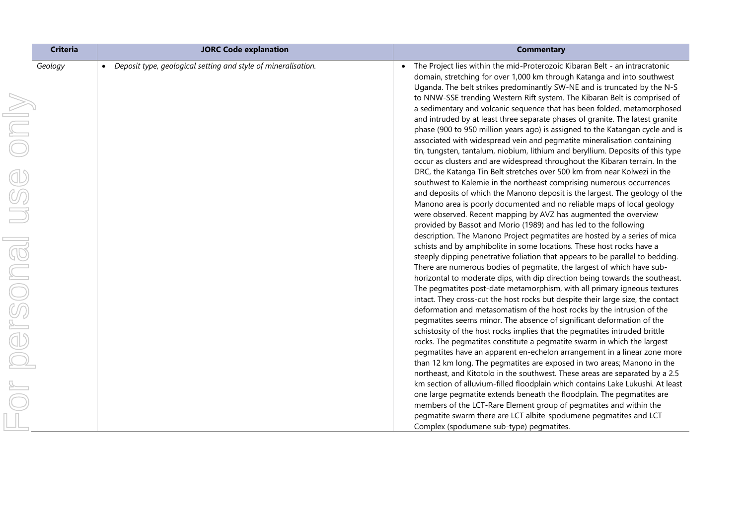| Criteria | JORC Code explanation | Commentary |
|---|---|---|
| *Geology* | • *Deposit type, geological setting and style of mineralisation.* | • The Project lies within the mid-Proterozoic Kibaran Belt - an intracratonic domain, stretching for over 1,000 km through Katanga and into southwest Uganda. The belt strikes predominantly SW-NE and is truncated by the N-S to NNW-SSE trending Western Rift system. The Kibaran Belt is comprised of a sedimentary and volcanic sequence that has been folded, metamorphosed and intruded by at least three separate phases of granite. The latest granite phase (900 to 950 million years ago) is assigned to the Katangan cycle and is associated with widespread vein and pegmatite mineralisation containing tin, tungsten, tantalum, niobium, lithium and beryllium. Deposits of this type occur as clusters and are widespread throughout the Kibaran terrain. In the DRC, the Katanga Tin Belt stretches over 500 km from near Kolwezi in the southwest to Kalemie in the northeast comprising numerous occurrences and deposits of which the Manono deposit is the largest. The geology of the Manono area is poorly documented and no reliable maps of local geology were observed. Recent mapping by AVZ has augmented the overview provided by Bassot and Morio (1989) and has led to the following description. The Manono Project pegmatites are hosted by a series of mica schists and by amphibolite in some locations. These host rocks have a steeply dipping penetrative foliation that appears to be parallel to bedding. There are numerous bodies of pegmatite, the largest of which have sub-horizontal to moderate dips, with dip direction being towards the southeast. The pegmatites post-date metamorphism, with all primary igneous textures intact. They cross-cut the host rocks but despite their large size, the contact deformation and metasomatism of the host rocks by the intrusion of the pegmatites seems minor. The absence of significant deformation of the schistosity of the host rocks implies that the pegmatites intruded brittle rocks. The pegmatites constitute a pegmatite swarm in which the largest pegmatites have an apparent en-echelon arrangement in a linear zone more than 12 km long. The pegmatites are exposed in two areas; Manono in the northeast, and Kitotolo in the southwest. These areas are separated by a 2.5 km section of alluvium-filled floodplain which contains Lake Lukushi. At least one large pegmatite extends beneath the floodplain. The pegmatites are members of the LCT-Rare Element group of pegmatites and within the pegmatite swarm there are LCT albite-spodumene pegmatites and LCT Complex (spodumene sub-type) pegmatites. |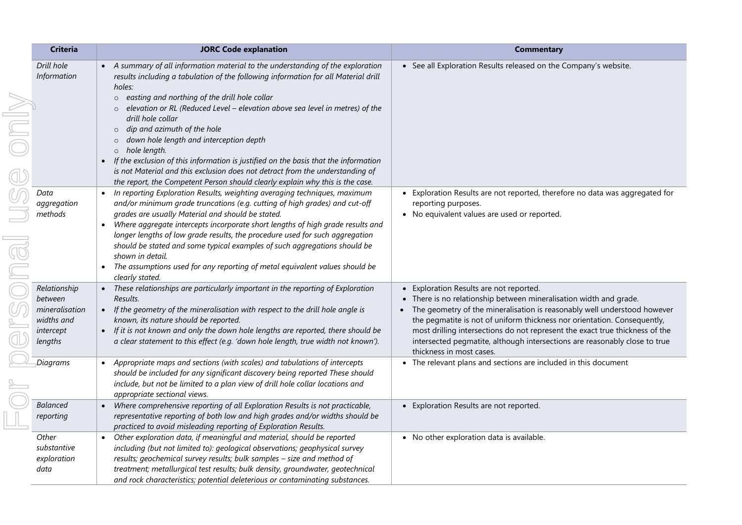| Criteria | JORC Code explanation | Commentary |
|---|---|---|
| *Drill hole Information* | • *A summary of all information material to the understanding of the exploration results including a tabulation of the following information for all Material drill holes:*<br>○ *easting and northing of the drill hole collar*<br>○ *elevation or RL (Reduced Level – elevation above sea level in metres) of the drill hole collar*<br>○ *dip and azimuth of the hole*<br>○ *down hole length and interception depth*<br>○ *hole length.*<br>• *If the exclusion of this information is justified on the basis that the information is not Material and this exclusion does not detract from the understanding of the report, the Competent Person should clearly explain why this is the case.* | • See all Exploration Results released on the Company's website. |
| *Data aggregation methods* | • *In reporting Exploration Results, weighting averaging techniques, maximum and/or minimum grade truncations (e.g. cutting of high grades) and cut-off grades are usually Material and should be stated.*<br>• *Where aggregate intercepts incorporate short lengths of high grade results and longer lengths of low grade results, the procedure used for such aggregation should be stated and some typical examples of such aggregations should be shown in detail.*<br>• *The assumptions used for any reporting of metal equivalent values should be clearly stated.* | • Exploration Results are not reported, therefore no data was aggregated for reporting purposes.<br>• No equivalent values are used or reported. |
| *Relationship between mineralisation widths and intercept lengths* | • *These relationships are particularly important in the reporting of Exploration Results.*<br>• *If the geometry of the mineralisation with respect to the drill hole angle is known, its nature should be reported.*<br>• *If it is not known and only the down hole lengths are reported, there should be a clear statement to this effect (e.g. 'down hole length, true width not known').* | • Exploration Results are not reported.<br>• There is no relationship between mineralisation width and grade.<br>• The geometry of the mineralisation is reasonably well understood however the pegmatite is not of uniform thickness nor orientation. Consequently, most drilling intersections do not represent the exact true thickness of the intersected pegmatite, although intersections are reasonably close to true thickness in most cases. |
| *Diagrams* | • *Appropriate maps and sections (with scales) and tabulations of intercepts should be included for any significant discovery being reported These should include, but not be limited to a plan view of drill hole collar locations and appropriate sectional views.* | • The relevant plans and sections are included in this document |
| *Balanced reporting* | • *Where comprehensive reporting of all Exploration Results is not practicable, representative reporting of both low and high grades and/or widths should be practiced to avoid misleading reporting of Exploration Results.* | • Exploration Results are not reported. |
| *Other substantive exploration data* | • *Other exploration data, if meaningful and material, should be reported including (but not limited to): geological observations; geophysical survey results; geochemical survey results; bulk samples – size and method of treatment; metallurgical test results; bulk density, groundwater, geotechnical and rock characteristics; potential deleterious or contaminating substances.* | • No other exploration data is available. |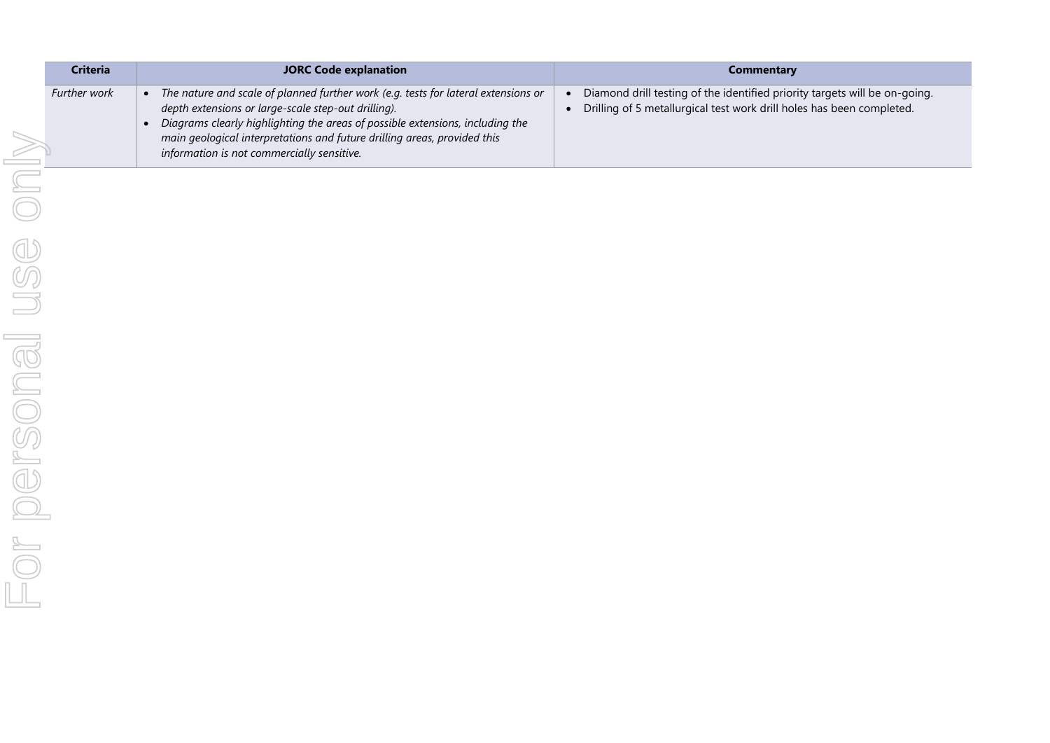| Criteria | JORC Code explanation | Commentary |
|---|---|---|
| *Further work* | • *The nature and scale of planned further work (e.g. tests for lateral extensions or depth extensions or large-scale step-out drilling).*<br>• *Diagrams clearly highlighting the areas of possible extensions, including the main geological interpretations and future drilling areas, provided this information is not commercially sensitive.* | • Diamond drill testing of the identified priority targets will be on-going.<br>• Drilling of 5 metallurgical test work drill holes has been completed. |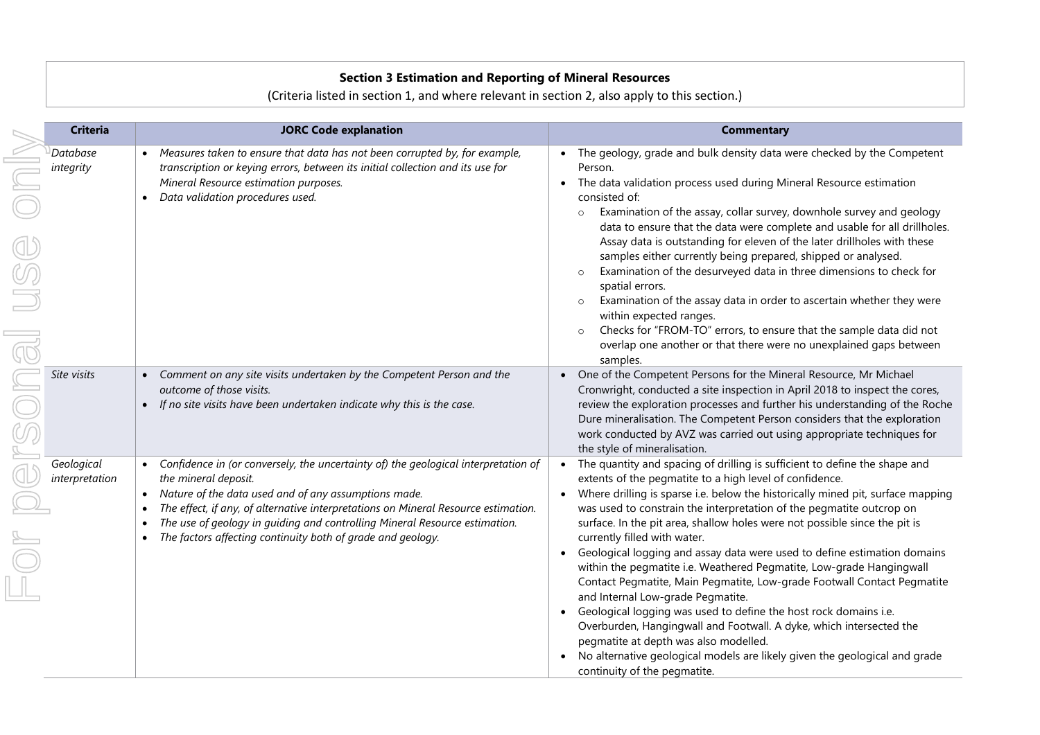**Section 3 Estimation and Reporting of Mineral Resources**

(Criteria listed in section 1, and where relevant in section 2, also apply to this section.)

| Criteria | JORC Code explanation | Commentary |
|---|---|---|
| *Database integrity* | • *Measures taken to ensure that data has not been corrupted by, for example, transcription or keying errors, between its initial collection and its use for Mineral Resource estimation purposes.*<br>• *Data validation procedures used.* | • The geology, grade and bulk density data were checked by the Competent Person.<br>• The data validation process used during Mineral Resource estimation consisted of:<br>  ○ Examination of the assay, collar survey, downhole survey and geology data to ensure that the data were complete and usable for all drillholes. Assay data is outstanding for eleven of the later drillholes with these samples either currently being prepared, shipped or analysed.<br>  ○ Examination of the desurveyed data in three dimensions to check for spatial errors.<br>  ○ Examination of the assay data in order to ascertain whether they were within expected ranges.<br>  ○ Checks for "FROM-TO" errors, to ensure that the sample data did not overlap one another or that there were no unexplained gaps between samples. |
| *Site visits* | • *Comment on any site visits undertaken by the Competent Person and the outcome of those visits.*<br>• *If no site visits have been undertaken indicate why this is the case.* | • One of the Competent Persons for the Mineral Resource, Mr Michael Cronwright, conducted a site inspection in April 2018 to inspect the cores, review the exploration processes and further his understanding of the Roche Dure mineralisation. The Competent Person considers that the exploration work conducted by AVZ was carried out using appropriate techniques for the style of mineralisation. |
| *Geological interpretation* | • *Confidence in (or conversely, the uncertainty of) the geological interpretation of the mineral deposit.*<br>• *Nature of the data used and of any assumptions made.*<br>• *The effect, if any, of alternative interpretations on Mineral Resource estimation.*<br>• *The use of geology in guiding and controlling Mineral Resource estimation.*<br>• *The factors affecting continuity both of grade and geology.* | • The quantity and spacing of drilling is sufficient to define the shape and extents of the pegmatite to a high level of confidence.<br>• Where drilling is sparse i.e. below the historically mined pit, surface mapping was used to constrain the interpretation of the pegmatite outcrop on surface. In the pit area, shallow holes were not possible since the pit is currently filled with water.<br>• Geological logging and assay data were used to define estimation domains within the pegmatite i.e. Weathered Pegmatite, Low-grade Hangingwall Contact Pegmatite, Main Pegmatite, Low-grade Footwall Contact Pegmatite and Internal Low-grade Pegmatite.<br>• Geological logging was used to define the host rock domains i.e. Overburden, Hangingwall and Footwall. A dyke, which intersected the pegmatite at depth was also modelled.<br>• No alternative geological models are likely given the geological and grade continuity of the pegmatite. |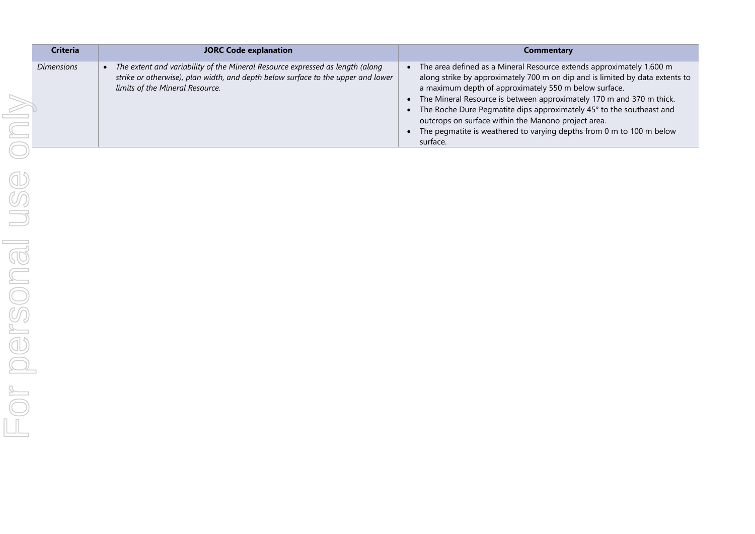| Criteria | JORC Code explanation | Commentary |
| --- | --- | --- |
| *Dimensions* | • *The extent and variability of the Mineral Resource expressed as length (along strike or otherwise), plan width, and depth below surface to the upper and lower limits of the Mineral Resource.* | • The area defined as a Mineral Resource extends approximately 1,600 m along strike by approximately 700 m on dip and is limited by data extents to a maximum depth of approximately 550 m below surface.<br>• The Mineral Resource is between approximately 170 m and 370 m thick.<br>• The Roche Dure Pegmatite dips approximately 45° to the southeast and outcrops on surface within the Manono project area.<br>• The pegmatite is weathered to varying depths from 0 m to 100 m below surface. |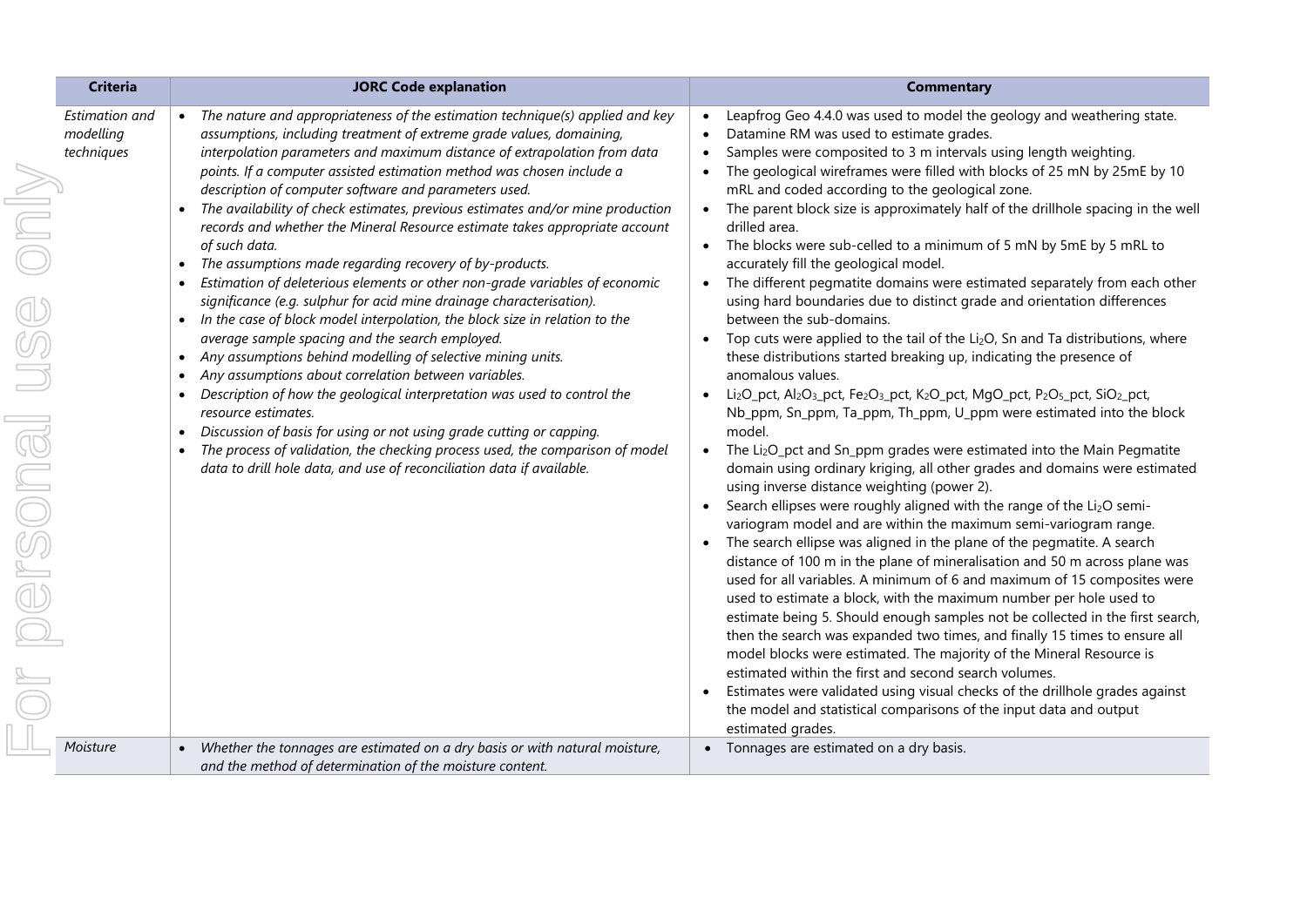| Criteria | JORC Code explanation | Commentary |
|---|---|---|
| *Estimation and modelling techniques* | • *The nature and appropriateness of the estimation technique(s) applied and key assumptions, including treatment of extreme grade values, domaining, interpolation parameters and maximum distance of extrapolation from data points. If a computer assisted estimation method was chosen include a description of computer software and parameters used.*<br>• *The availability of check estimates, previous estimates and/or mine production records and whether the Mineral Resource estimate takes appropriate account of such data.*<br>• *The assumptions made regarding recovery of by-products.*<br>• *Estimation of deleterious elements or other non-grade variables of economic significance (e.g. sulphur for acid mine drainage characterisation).*<br>• *In the case of block model interpolation, the block size in relation to the average sample spacing and the search employed.*<br>• *Any assumptions behind modelling of selective mining units.*<br>• *Any assumptions about correlation between variables.*<br>• *Description of how the geological interpretation was used to control the resource estimates.*<br>• *Discussion of basis for using or not using grade cutting or capping.*<br>• *The process of validation, the checking process used, the comparison of model data to drill hole data, and use of reconciliation data if available.* | • Leapfrog Geo 4.4.0 was used to model the geology and weathering state.<br>• Datamine RM was used to estimate grades.<br>• Samples were composited to 3 m intervals using length weighting.<br>• The geological wireframes were filled with blocks of 25 mN by 25mE by 10 mRL and coded according to the geological zone.<br>• The parent block size is approximately half of the drillhole spacing in the well drilled area.<br>• The blocks were sub-celled to a minimum of 5 mN by 5mE by 5 mRL to accurately fill the geological model.<br>• The different pegmatite domains were estimated separately from each other using hard boundaries due to distinct grade and orientation differences between the sub-domains.<br>• Top cuts were applied to the tail of the $Li_2O$, Sn and Ta distributions, where these distributions started breaking up, indicating the presence of anomalous values.<br>• $Li_2O$_pct, $Al_2O_3$_pct, $Fe_2O_3$_pct, $K_2O$_pct, MgO_pct, $P_2O_5$_pct, $SiO_2$_pct, Nb_ppm, Sn_ppm, Ta_ppm, Th_ppm, U_ppm were estimated into the block model.<br>• The $Li_2O$_pct and Sn_ppm grades were estimated into the Main Pegmatite domain using ordinary kriging, all other grades and domains were estimated using inverse distance weighting (power 2).<br>• Search ellipses were roughly aligned with the range of the $Li_2O$ semi-variogram model and are within the maximum semi-variogram range.<br>• The search ellipse was aligned in the plane of the pegmatite. A search distance of 100 m in the plane of mineralisation and 50 m across plane was used for all variables. A minimum of 6 and maximum of 15 composites were used to estimate a block, with the maximum number per hole used to estimate being 5. Should enough samples not be collected in the first search, then the search was expanded two times, and finally 15 times to ensure all model blocks were estimated. The majority of the Mineral Resource is estimated within the first and second search volumes.<br>• Estimates were validated using visual checks of the drillhole grades against the model and statistical comparisons of the input data and output estimated grades. |
| *Moisture* | • *Whether the tonnages are estimated on a dry basis or with natural moisture, and the method of determination of the moisture content.* | • Tonnages are estimated on a dry basis. |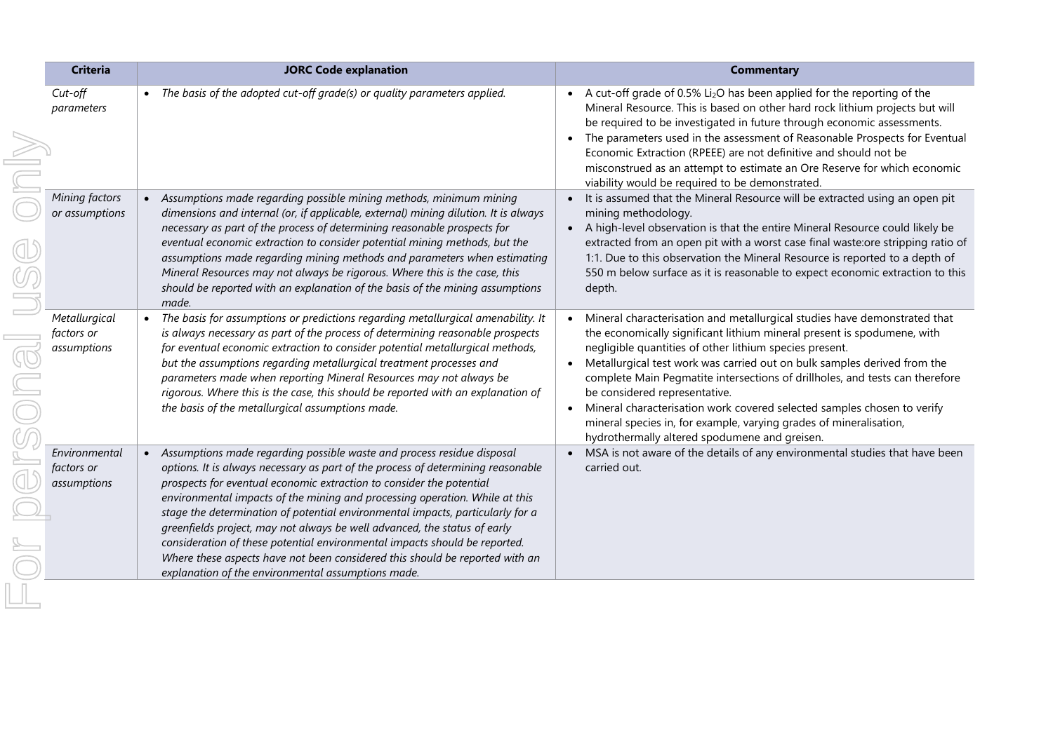| Criteria | JORC Code explanation | Commentary |
|---|---|---|
| *Cut-off parameters* | • *The basis of the adopted cut-off grade(s) or quality parameters applied.* | • A cut-off grade of 0.5% $Li_2O$ has been applied for the reporting of the Mineral Resource. This is based on other hard rock lithium projects but will be required to be investigated in future through economic assessments.<br>• The parameters used in the assessment of Reasonable Prospects for Eventual Economic Extraction (RPEEE) are not definitive and should not be misconstrued as an attempt to estimate an Ore Reserve for which economic viability would be required to be demonstrated. |
| *Mining factors or assumptions* | • *Assumptions made regarding possible mining methods, minimum mining dimensions and internal (or, if applicable, external) mining dilution. It is always necessary as part of the process of determining reasonable prospects for eventual economic extraction to consider potential mining methods, but the assumptions made regarding mining methods and parameters when estimating Mineral Resources may not always be rigorous. Where this is the case, this should be reported with an explanation of the basis of the mining assumptions made.* | • It is assumed that the Mineral Resource will be extracted using an open pit mining methodology.<br>• A high-level observation is that the entire Mineral Resource could likely be extracted from an open pit with a worst case final waste:ore stripping ratio of 1:1. Due to this observation the Mineral Resource is reported to a depth of 550 m below surface as it is reasonable to expect economic extraction to this depth. |
| *Metallurgical factors or assumptions* | • *The basis for assumptions or predictions regarding metallurgical amenability. It is always necessary as part of the process of determining reasonable prospects for eventual economic extraction to consider potential metallurgical methods, but the assumptions regarding metallurgical treatment processes and parameters made when reporting Mineral Resources may not always be rigorous. Where this is the case, this should be reported with an explanation of the basis of the metallurgical assumptions made.* | • Mineral characterisation and metallurgical studies have demonstrated that the economically significant lithium mineral present is spodumene, with negligible quantities of other lithium species present.<br>• Metallurgical test work was carried out on bulk samples derived from the complete Main Pegmatite intersections of drillholes, and tests can therefore be considered representative.<br>• Mineral characterisation work covered selected samples chosen to verify mineral species in, for example, varying grades of mineralisation, hydrothermally altered spodumene and greisen. |
| *Environmental factors or assumptions* | • *Assumptions made regarding possible waste and process residue disposal options. It is always necessary as part of the process of determining reasonable prospects for eventual economic extraction to consider the potential environmental impacts of the mining and processing operation. While at this stage the determination of potential environmental impacts, particularly for a greenfields project, may not always be well advanced, the status of early consideration of these potential environmental impacts should be reported. Where these aspects have not been considered this should be reported with an explanation of the environmental assumptions made.* | • MSA is not aware of the details of any environmental studies that have been carried out. |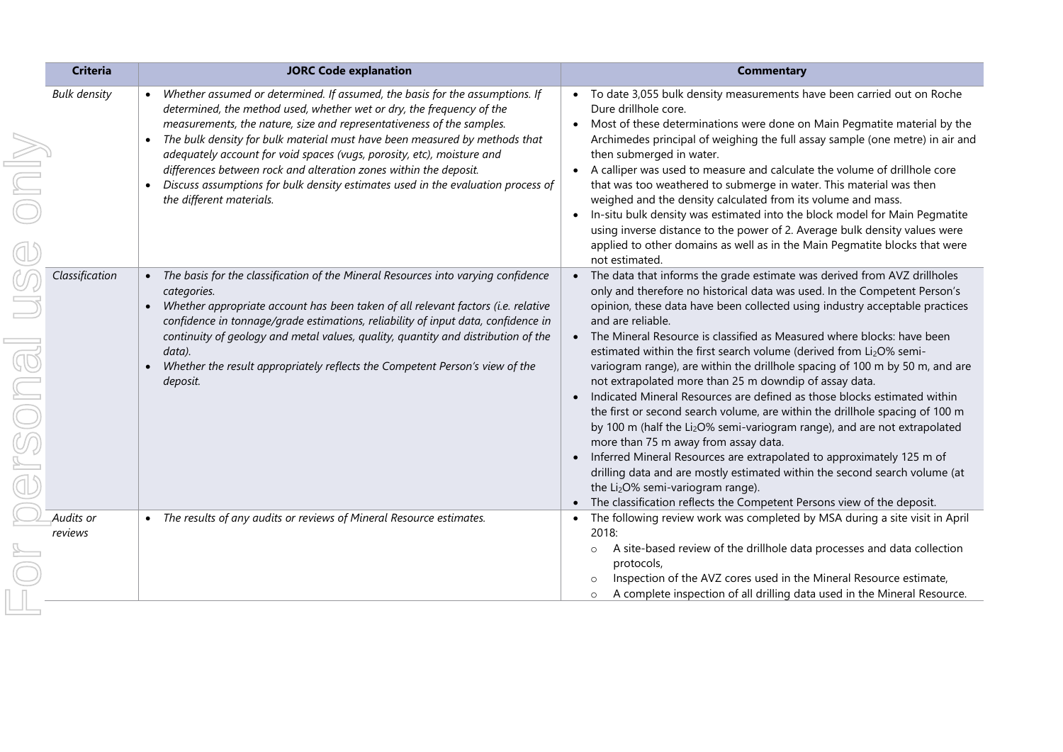| Criteria | JORC Code explanation | Commentary |
|---|---|---|
| *Bulk density* | • *Whether assumed or determined. If assumed, the basis for the assumptions. If determined, the method used, whether wet or dry, the frequency of the measurements, the nature, size and representativeness of the samples.*<br>• *The bulk density for bulk material must have been measured by methods that adequately account for void spaces (vugs, porosity, etc), moisture and differences between rock and alteration zones within the deposit.*<br>• *Discuss assumptions for bulk density estimates used in the evaluation process of the different materials.* | • To date 3,055 bulk density measurements have been carried out on Roche Dure drillhole core.<br>• Most of these determinations were done on Main Pegmatite material by the Archimedes principal of weighing the full assay sample (one metre) in air and then submerged in water.<br>• A calliper was used to measure and calculate the volume of drillhole core that was too weathered to submerge in water. This material was then weighed and the density calculated from its volume and mass.<br>• In-situ bulk density was estimated into the block model for Main Pegmatite using inverse distance to the power of 2. Average bulk density values were applied to other domains as well as in the Main Pegmatite blocks that were not estimated. |
| *Classification* | • *The basis for the classification of the Mineral Resources into varying confidence categories.*<br>• *Whether appropriate account has been taken of all relevant factors (i.e. relative confidence in tonnage/grade estimations, reliability of input data, confidence in continuity of geology and metal values, quality, quantity and distribution of the data).*<br>• *Whether the result appropriately reflects the Competent Person's view of the deposit.* | • The data that informs the grade estimate was derived from AVZ drillholes only and therefore no historical data was used. In the Competent Person's opinion, these data have been collected using industry acceptable practices and are reliable.<br>• The Mineral Resource is classified as Measured where blocks: have been estimated within the first search volume (derived from $Li_2O$% semi-variogram range), are within the drillhole spacing of 100 m by 50 m, and are not extrapolated more than 25 m downdip of assay data.<br>• Indicated Mineral Resources are defined as those blocks estimated within the first or second search volume, are within the drillhole spacing of 100 m by 100 m (half the $Li_2O$% semi-variogram range), and are not extrapolated more than 75 m away from assay data.<br>• Inferred Mineral Resources are extrapolated to approximately 125 m of drilling data and are mostly estimated within the second search volume (at the $Li_2O$% semi-variogram range).<br>• The classification reflects the Competent Persons view of the deposit. |
| *Audits or reviews* | • *The results of any audits or reviews of Mineral Resource estimates.* | • The following review work was completed by MSA during a site visit in April 2018:<br>&nbsp;&nbsp;○ A site-based review of the drillhole data processes and data collection protocols,<br>&nbsp;&nbsp;○ Inspection of the AVZ cores used in the Mineral Resource estimate,<br>&nbsp;&nbsp;○ A complete inspection of all drilling data used in the Mineral Resource. |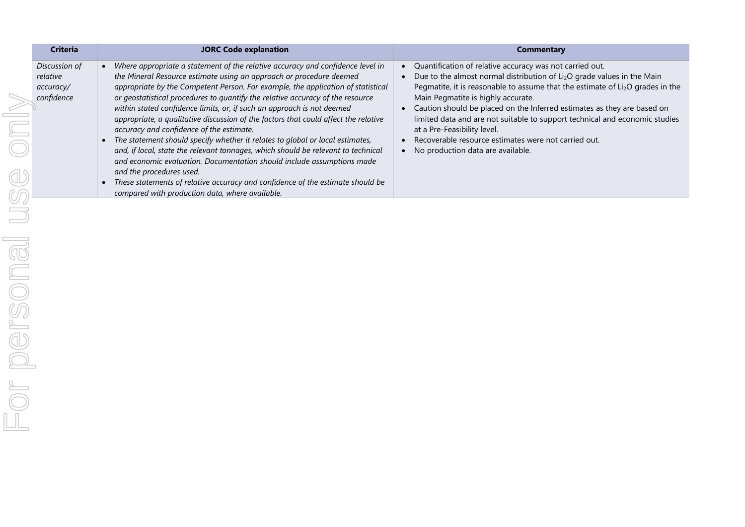| Criteria | JORC Code explanation | Commentary |
| --- | --- | --- |
| *Discussion of relative accuracy/ confidence* | • *Where appropriate a statement of the relative accuracy and confidence level in the Mineral Resource estimate using an approach or procedure deemed appropriate by the Competent Person. For example, the application of statistical or geostatistical procedures to quantify the relative accuracy of the resource within stated confidence limits, or, if such an approach is not deemed appropriate, a qualitative discussion of the factors that could affect the relative accuracy and confidence of the estimate.*<br>• *The statement should specify whether it relates to global or local estimates, and, if local, state the relevant tonnages, which should be relevant to technical and economic evaluation. Documentation should include assumptions made and the procedures used.*<br>• *These statements of relative accuracy and confidence of the estimate should be compared with production data, where available.* | • Quantification of relative accuracy was not carried out.<br>• Due to the almost normal distribution of $Li_2O$ grade values in the Main Pegmatite, it is reasonable to assume that the estimate of $Li_2O$ grades in the Main Pegmatite is highly accurate.<br>• Caution should be placed on the Inferred estimates as they are based on limited data and are not suitable to support technical and economic studies at a Pre-Feasibility level.<br>• Recoverable resource estimates were not carried out.<br>• No production data are available. |